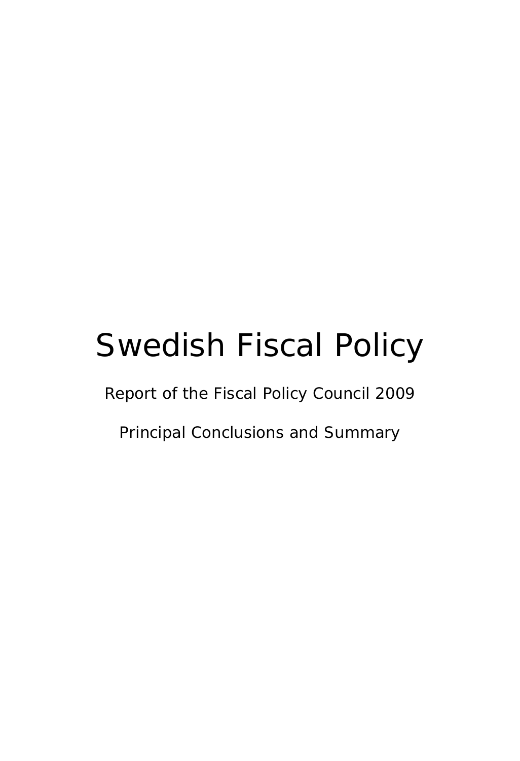# Swedish Fiscal Policy

Report of the Fiscal Policy Council 2009

Principal Conclusions and Summary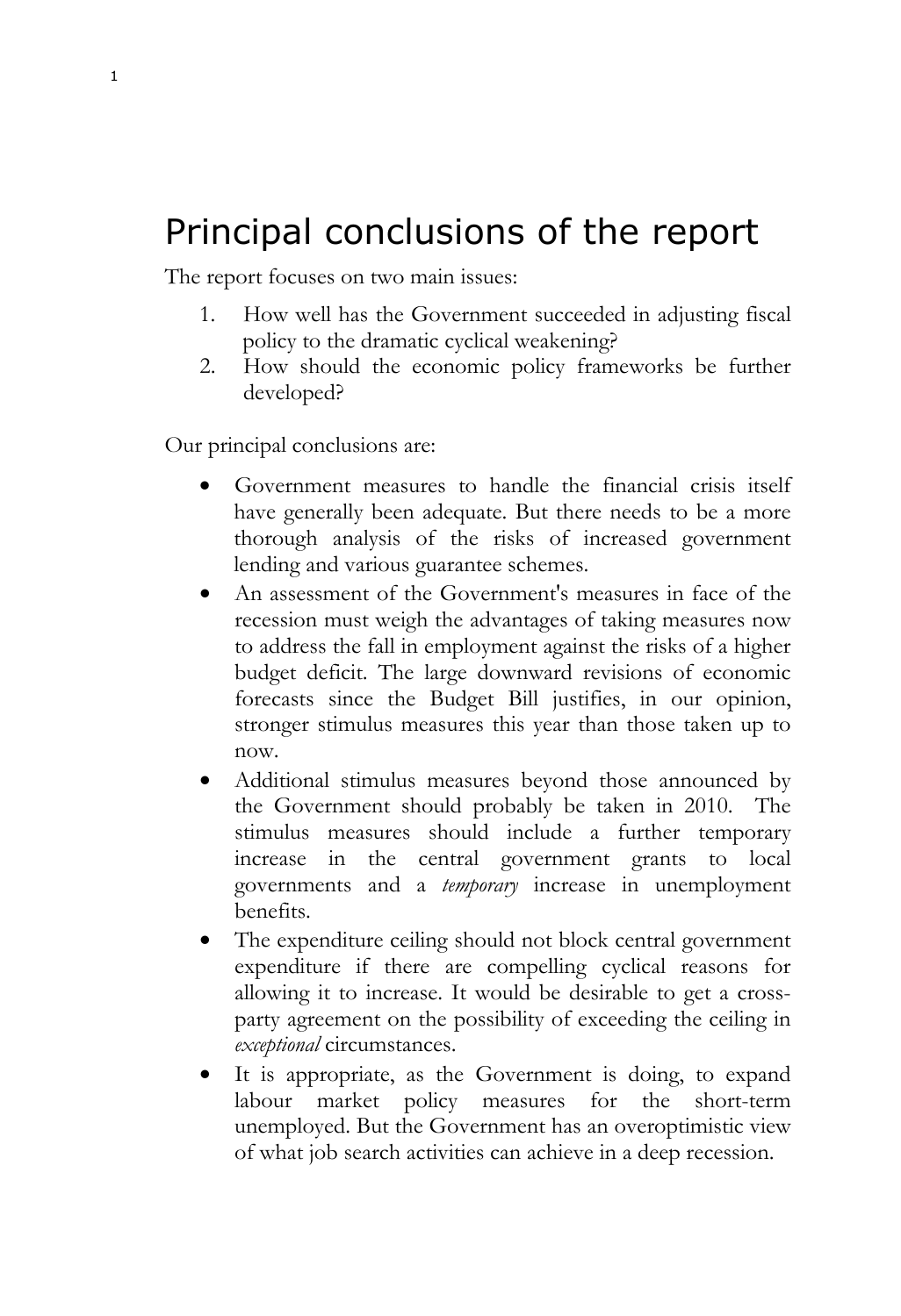# Principal conclusions of the report

The report focuses on two main issues:

1. How well has the Government succeeded in adjusting fiscal policy to the dramatic cyclical weakening?
2. How should the economic policy frameworks be further developed?

Our principal conclusions are:

- Government measures to handle the financial crisis itself have generally been adequate. But there needs to be a more thorough analysis of the risks of increased government lending and various guarantee schemes.
- An assessment of the Government's measures in face of the recession must weigh the advantages of taking measures now to address the fall in employment against the risks of a higher budget deficit. The large downward revisions of economic forecasts since the Budget Bill justifies, in our opinion, stronger stimulus measures this year than those taken up to now.
- Additional stimulus measures beyond those announced by the Government should probably be taken in 2010. The stimulus measures should include a further temporary increase in the central government grants to local governments and a *temporary* increase in unemployment benefits.
- The expenditure ceiling should not block central government expenditure if there are compelling cyclical reasons for allowing it to increase. It would be desirable to get a cross-party agreement on the possibility of exceeding the ceiling in *exceptional* circumstances.
- It is appropriate, as the Government is doing, to expand labour market policy measures for the short-term unemployed. But the Government has an overoptimistic view of what job search activities can achieve in a deep recession.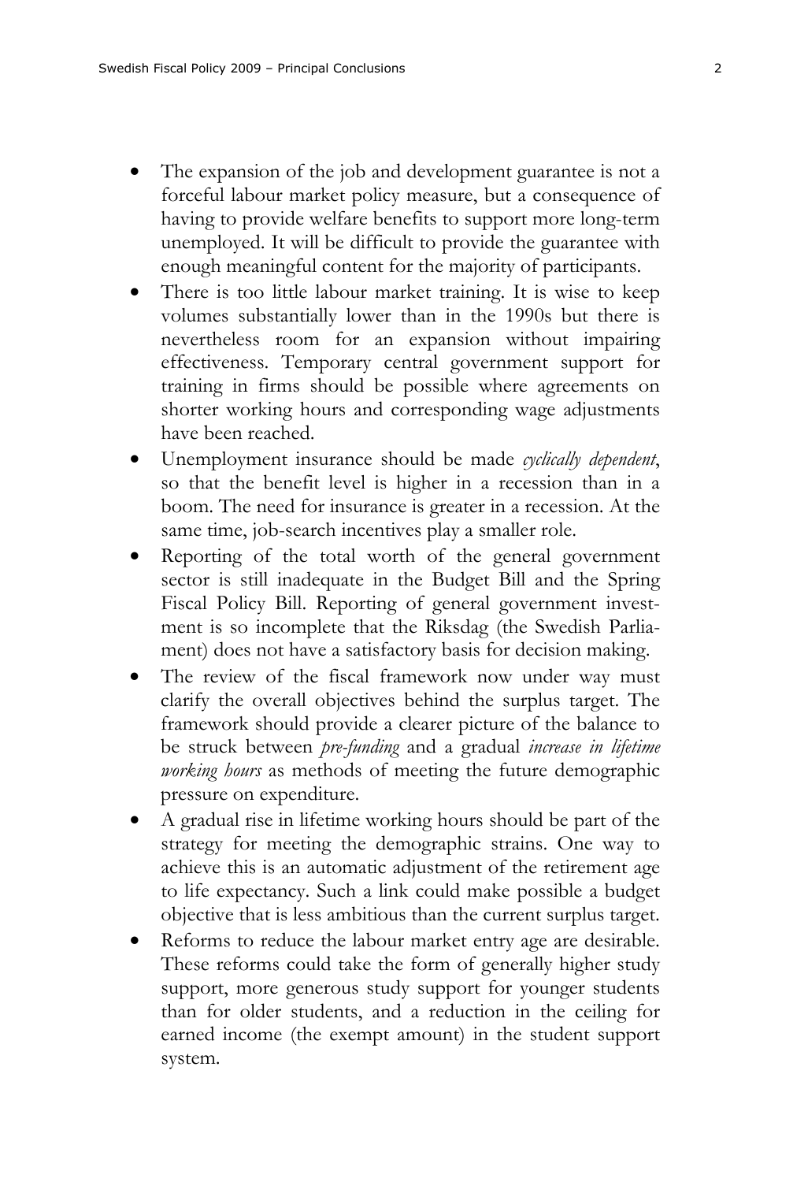- The expansion of the job and development guarantee is not a forceful labour market policy measure, but a consequence of having to provide welfare benefits to support more long-term unemployed. It will be difficult to provide the guarantee with enough meaningful content for the majority of participants.
- There is too little labour market training. It is wise to keep volumes substantially lower than in the 1990s but there is nevertheless room for an expansion without impairing effectiveness. Temporary central government support for training in firms should be possible where agreements on shorter working hours and corresponding wage adjustments have been reached.
- Unemployment insurance should be made *cyclically dependent*, so that the benefit level is higher in a recession than in a boom. The need for insurance is greater in a recession. At the same time, job-search incentives play a smaller role.
- Reporting of the total worth of the general government sector is still inadequate in the Budget Bill and the Spring Fiscal Policy Bill. Reporting of general government investment is so incomplete that the Riksdag (the Swedish Parliament) does not have a satisfactory basis for decision making.
- The review of the fiscal framework now under way must clarify the overall objectives behind the surplus target. The framework should provide a clearer picture of the balance to be struck between *pre-funding* and a gradual *increase in lifetime working hours* as methods of meeting the future demographic pressure on expenditure.
- A gradual rise in lifetime working hours should be part of the strategy for meeting the demographic strains. One way to achieve this is an automatic adjustment of the retirement age to life expectancy. Such a link could make possible a budget objective that is less ambitious than the current surplus target.
- Reforms to reduce the labour market entry age are desirable. These reforms could take the form of generally higher study support, more generous study support for younger students than for older students, and a reduction in the ceiling for earned income (the exempt amount) in the student support system.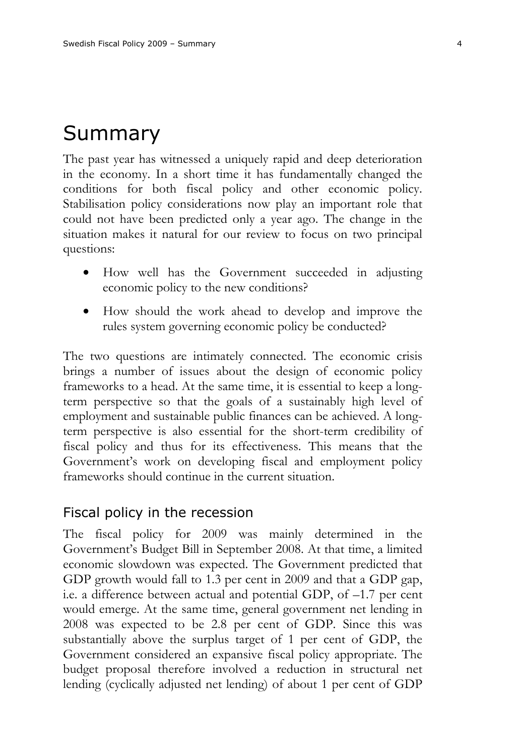# Summary

The past year has witnessed a uniquely rapid and deep deterioration in the economy. In a short time it has fundamentally changed the conditions for both fiscal policy and other economic policy. Stabilisation policy considerations now play an important role that could not have been predicted only a year ago. The change in the situation makes it natural for our review to focus on two principal questions:

- How well has the Government succeeded in adjusting economic policy to the new conditions?
- How should the work ahead to develop and improve the rules system governing economic policy be conducted?

The two questions are intimately connected. The economic crisis brings a number of issues about the design of economic policy frameworks to a head. At the same time, it is essential to keep a long-term perspective so that the goals of a sustainably high level of employment and sustainable public finances can be achieved. A long-term perspective is also essential for the short-term credibility of fiscal policy and thus for its effectiveness. This means that the Government's work on developing fiscal and employment policy frameworks should continue in the current situation.

## Fiscal policy in the recession

The fiscal policy for 2009 was mainly determined in the Government's Budget Bill in September 2008. At that time, a limited economic slowdown was expected. The Government predicted that GDP growth would fall to 1.3 per cent in 2009 and that a GDP gap, i.e. a difference between actual and potential GDP, of –1.7 per cent would emerge. At the same time, general government net lending in 2008 was expected to be 2.8 per cent of GDP. Since this was substantially above the surplus target of 1 per cent of GDP, the Government considered an expansive fiscal policy appropriate. The budget proposal therefore involved a reduction in structural net lending (cyclically adjusted net lending) of about 1 per cent of GDP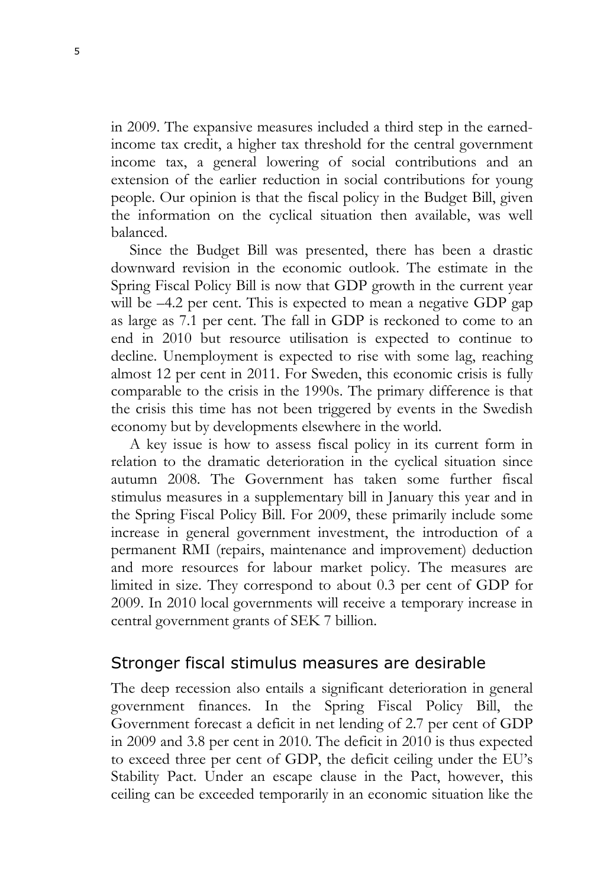in 2009. The expansive measures included a third step in the earned-income tax credit, a higher tax threshold for the central government income tax, a general lowering of social contributions and an extension of the earlier reduction in social contributions for young people. Our opinion is that the fiscal policy in the Budget Bill, given the information on the cyclical situation then available, was well balanced.

Since the Budget Bill was presented, there has been a drastic downward revision in the economic outlook. The estimate in the Spring Fiscal Policy Bill is now that GDP growth in the current year will be –4.2 per cent. This is expected to mean a negative GDP gap as large as 7.1 per cent. The fall in GDP is reckoned to come to an end in 2010 but resource utilisation is expected to continue to decline. Unemployment is expected to rise with some lag, reaching almost 12 per cent in 2011. For Sweden, this economic crisis is fully comparable to the crisis in the 1990s. The primary difference is that the crisis this time has not been triggered by events in the Swedish economy but by developments elsewhere in the world.

A key issue is how to assess fiscal policy in its current form in relation to the dramatic deterioration in the cyclical situation since autumn 2008. The Government has taken some further fiscal stimulus measures in a supplementary bill in January this year and in the Spring Fiscal Policy Bill. For 2009, these primarily include some increase in general government investment, the introduction of a permanent RMI (repairs, maintenance and improvement) deduction and more resources for labour market policy. The measures are limited in size. They correspond to about 0.3 per cent of GDP for 2009. In 2010 local governments will receive a temporary increase in central government grants of SEK 7 billion.

## Stronger fiscal stimulus measures are desirable

The deep recession also entails a significant deterioration in general government finances. In the Spring Fiscal Policy Bill, the Government forecast a deficit in net lending of 2.7 per cent of GDP in 2009 and 3.8 per cent in 2010. The deficit in 2010 is thus expected to exceed three per cent of GDP, the deficit ceiling under the EU's Stability Pact. Under an escape clause in the Pact, however, this ceiling can be exceeded temporarily in an economic situation like the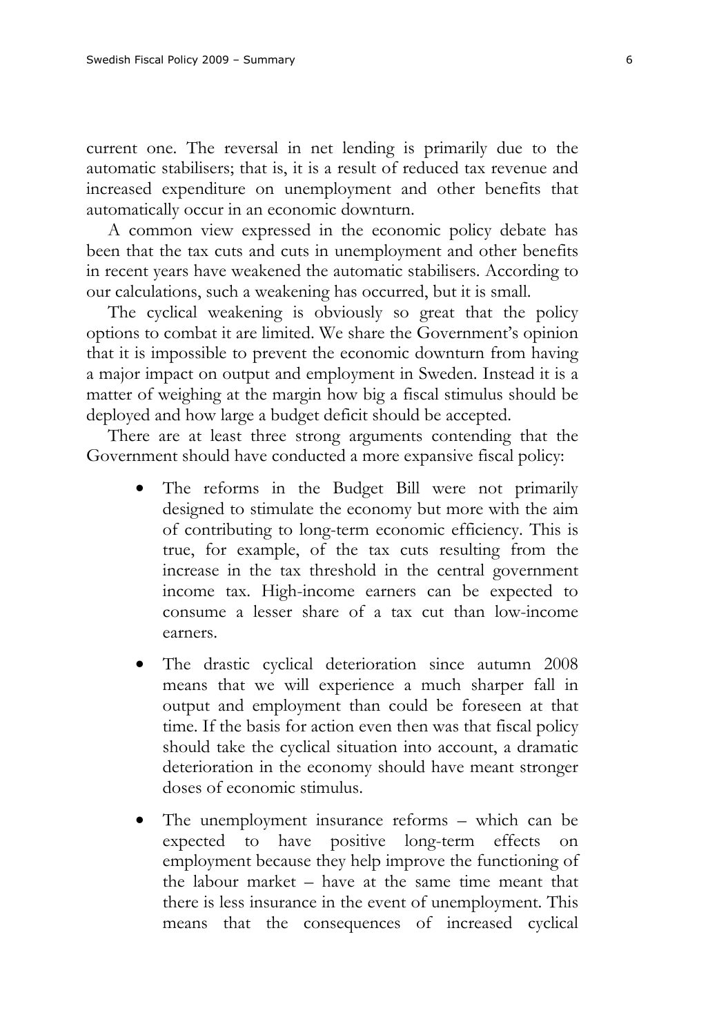current one. The reversal in net lending is primarily due to the automatic stabilisers; that is, it is a result of reduced tax revenue and increased expenditure on unemployment and other benefits that automatically occur in an economic downturn.

A common view expressed in the economic policy debate has been that the tax cuts and cuts in unemployment and other benefits in recent years have weakened the automatic stabilisers. According to our calculations, such a weakening has occurred, but it is small.

The cyclical weakening is obviously so great that the policy options to combat it are limited. We share the Government's opinion that it is impossible to prevent the economic downturn from having a major impact on output and employment in Sweden. Instead it is a matter of weighing at the margin how big a fiscal stimulus should be deployed and how large a budget deficit should be accepted.

There are at least three strong arguments contending that the Government should have conducted a more expansive fiscal policy:

- The reforms in the Budget Bill were not primarily designed to stimulate the economy but more with the aim of contributing to long-term economic efficiency. This is true, for example, of the tax cuts resulting from the increase in the tax threshold in the central government income tax. High-income earners can be expected to consume a lesser share of a tax cut than low-income earners.

- The drastic cyclical deterioration since autumn 2008 means that we will experience a much sharper fall in output and employment than could be foreseen at that time. If the basis for action even then was that fiscal policy should take the cyclical situation into account, a dramatic deterioration in the economy should have meant stronger doses of economic stimulus.

- The unemployment insurance reforms – which can be expected to have positive long-term effects on employment because they help improve the functioning of the labour market – have at the same time meant that there is less insurance in the event of unemployment. This means that the consequences of increased cyclical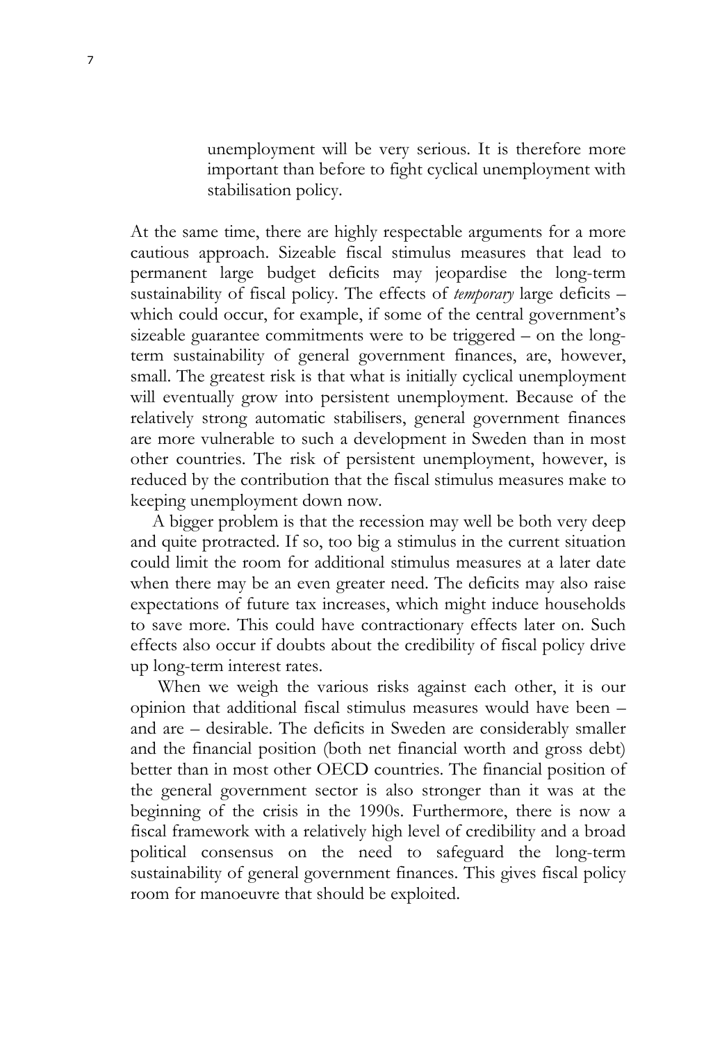> unemployment will be very serious. It is therefore more important than before to fight cyclical unemployment with stabilisation policy.

At the same time, there are highly respectable arguments for a more cautious approach. Sizeable fiscal stimulus measures that lead to permanent large budget deficits may jeopardise the long-term sustainability of fiscal policy. The effects of *temporary* large deficits – which could occur, for example, if some of the central government's sizeable guarantee commitments were to be triggered – on the long-term sustainability of general government finances, are, however, small. The greatest risk is that what is initially cyclical unemployment will eventually grow into persistent unemployment. Because of the relatively strong automatic stabilisers, general government finances are more vulnerable to such a development in Sweden than in most other countries. The risk of persistent unemployment, however, is reduced by the contribution that the fiscal stimulus measures make to keeping unemployment down now.

A bigger problem is that the recession may well be both very deep and quite protracted. If so, too big a stimulus in the current situation could limit the room for additional stimulus measures at a later date when there may be an even greater need. The deficits may also raise expectations of future tax increases, which might induce households to save more. This could have contractionary effects later on. Such effects also occur if doubts about the credibility of fiscal policy drive up long-term interest rates.

When we weigh the various risks against each other, it is our opinion that additional fiscal stimulus measures would have been – and are – desirable. The deficits in Sweden are considerably smaller and the financial position (both net financial worth and gross debt) better than in most other OECD countries. The financial position of the general government sector is also stronger than it was at the beginning of the crisis in the 1990s. Furthermore, there is now a fiscal framework with a relatively high level of credibility and a broad political consensus on the need to safeguard the long-term sustainability of general government finances. This gives fiscal policy room for manoeuvre that should be exploited.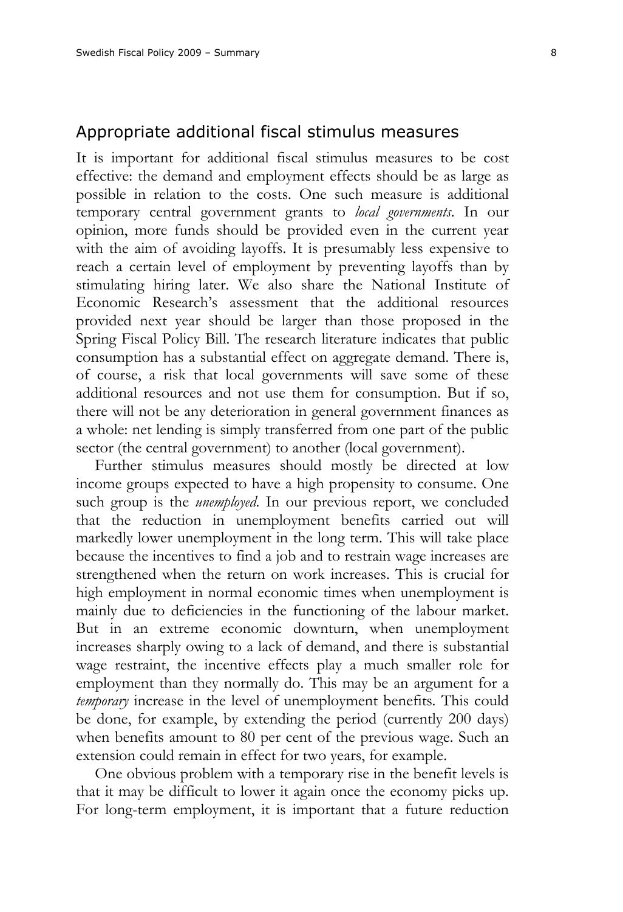## Appropriate additional fiscal stimulus measures

It is important for additional fiscal stimulus measures to be cost effective: the demand and employment effects should be as large as possible in relation to the costs. One such measure is additional temporary central government grants to *local governments*. In our opinion, more funds should be provided even in the current year with the aim of avoiding layoffs. It is presumably less expensive to reach a certain level of employment by preventing layoffs than by stimulating hiring later. We also share the National Institute of Economic Research's assessment that the additional resources provided next year should be larger than those proposed in the Spring Fiscal Policy Bill. The research literature indicates that public consumption has a substantial effect on aggregate demand. There is, of course, a risk that local governments will save some of these additional resources and not use them for consumption. But if so, there will not be any deterioration in general government finances as a whole: net lending is simply transferred from one part of the public sector (the central government) to another (local government).

Further stimulus measures should mostly be directed at low income groups expected to have a high propensity to consume. One such group is the *unemployed*. In our previous report, we concluded that the reduction in unemployment benefits carried out will markedly lower unemployment in the long term. This will take place because the incentives to find a job and to restrain wage increases are strengthened when the return on work increases. This is crucial for high employment in normal economic times when unemployment is mainly due to deficiencies in the functioning of the labour market. But in an extreme economic downturn, when unemployment increases sharply owing to a lack of demand, and there is substantial wage restraint, the incentive effects play a much smaller role for employment than they normally do. This may be an argument for a *temporary* increase in the level of unemployment benefits. This could be done, for example, by extending the period (currently 200 days) when benefits amount to 80 per cent of the previous wage. Such an extension could remain in effect for two years, for example.

One obvious problem with a temporary rise in the benefit levels is that it may be difficult to lower it again once the economy picks up. For long-term employment, it is important that a future reduction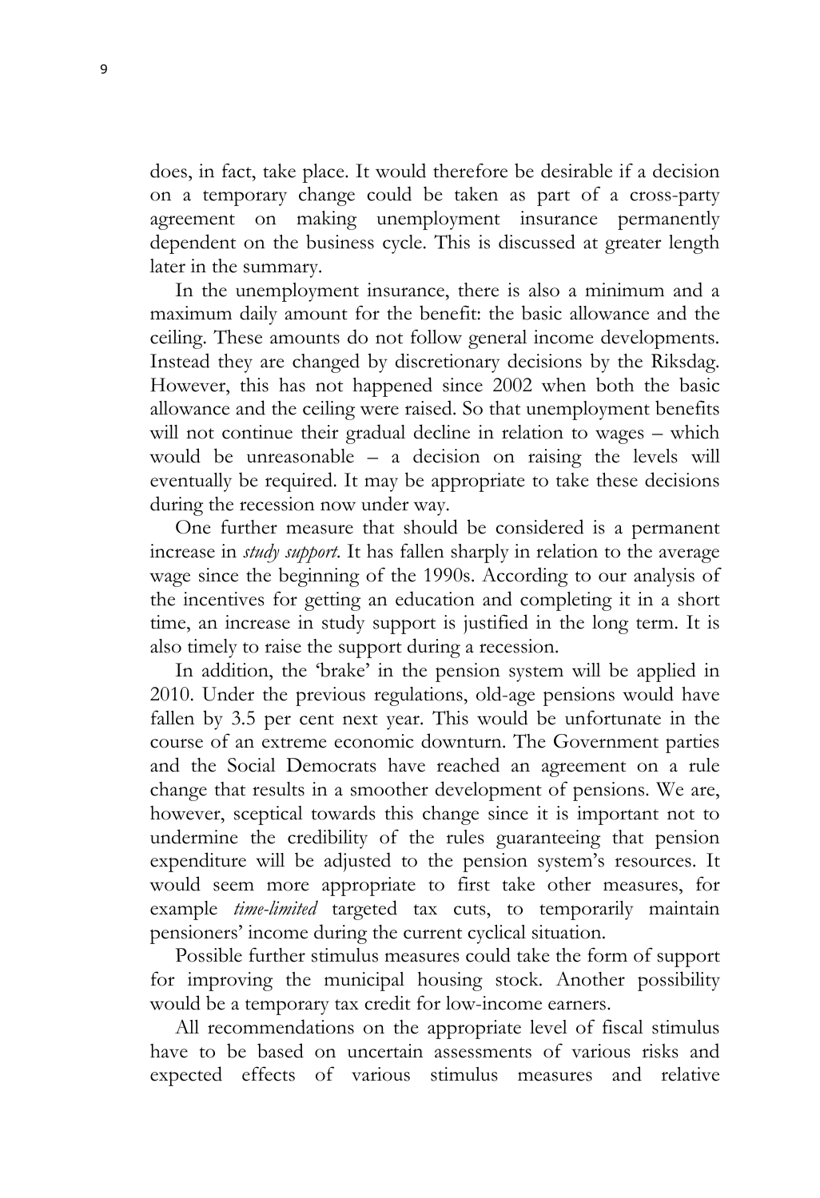does, in fact, take place. It would therefore be desirable if a decision on a temporary change could be taken as part of a cross-party agreement on making unemployment insurance permanently dependent on the business cycle. This is discussed at greater length later in the summary.

In the unemployment insurance, there is also a minimum and a maximum daily amount for the benefit: the basic allowance and the ceiling. These amounts do not follow general income developments. Instead they are changed by discretionary decisions by the Riksdag. However, this has not happened since 2002 when both the basic allowance and the ceiling were raised. So that unemployment benefits will not continue their gradual decline in relation to wages – which would be unreasonable – a decision on raising the levels will eventually be required. It may be appropriate to take these decisions during the recession now under way.

One further measure that should be considered is a permanent increase in *study support*. It has fallen sharply in relation to the average wage since the beginning of the 1990s. According to our analysis of the incentives for getting an education and completing it in a short time, an increase in study support is justified in the long term. It is also timely to raise the support during a recession.

In addition, the 'brake' in the pension system will be applied in 2010. Under the previous regulations, old-age pensions would have fallen by 3.5 per cent next year. This would be unfortunate in the course of an extreme economic downturn. The Government parties and the Social Democrats have reached an agreement on a rule change that results in a smoother development of pensions. We are, however, sceptical towards this change since it is important not to undermine the credibility of the rules guaranteeing that pension expenditure will be adjusted to the pension system's resources. It would seem more appropriate to first take other measures, for example *time-limited* targeted tax cuts, to temporarily maintain pensioners' income during the current cyclical situation.

Possible further stimulus measures could take the form of support for improving the municipal housing stock. Another possibility would be a temporary tax credit for low-income earners.

All recommendations on the appropriate level of fiscal stimulus have to be based on uncertain assessments of various risks and expected effects of various stimulus measures and relative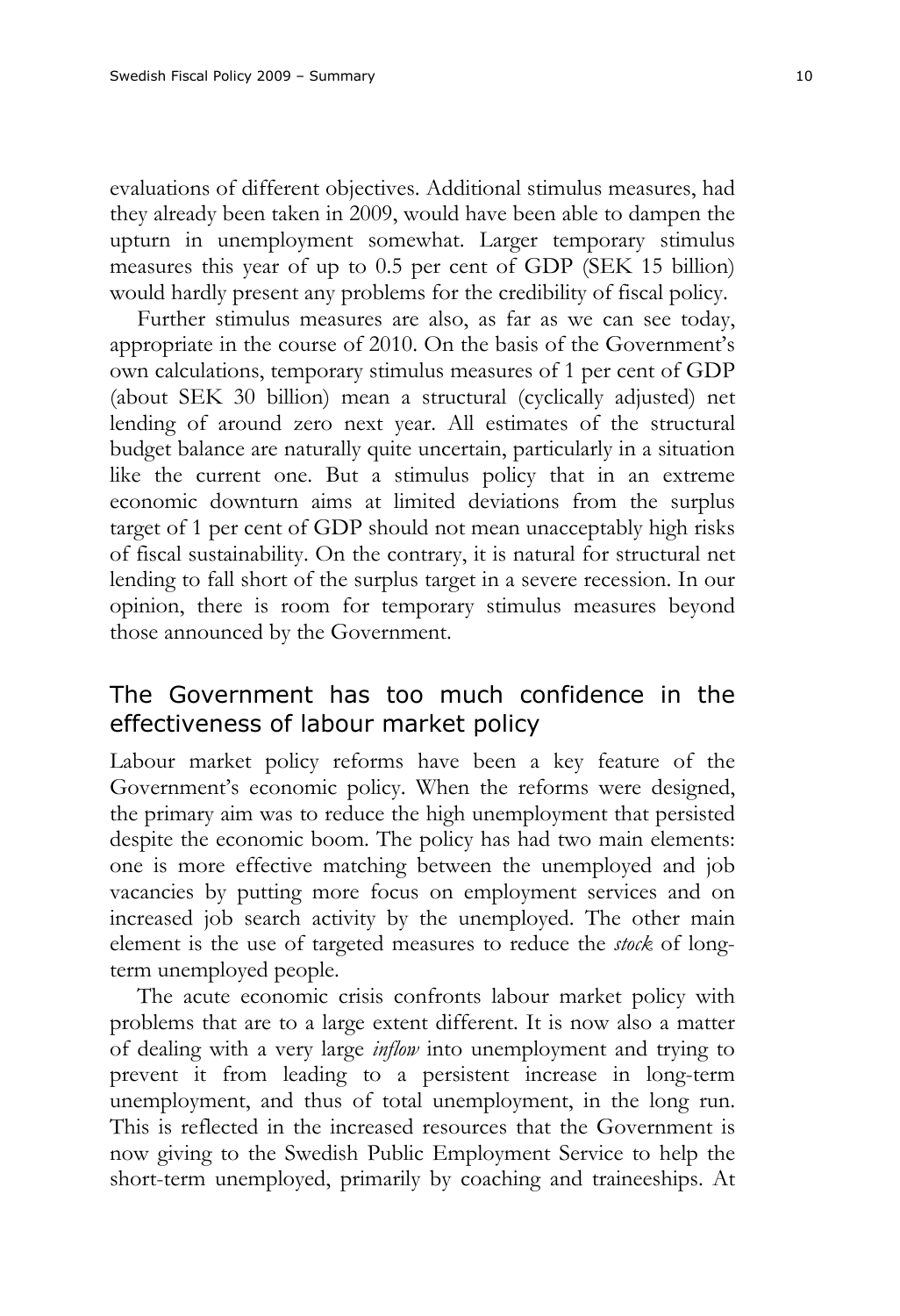evaluations of different objectives. Additional stimulus measures, had they already been taken in 2009, would have been able to dampen the upturn in unemployment somewhat. Larger temporary stimulus measures this year of up to 0.5 per cent of GDP (SEK 15 billion) would hardly present any problems for the credibility of fiscal policy.

Further stimulus measures are also, as far as we can see today, appropriate in the course of 2010. On the basis of the Government's own calculations, temporary stimulus measures of 1 per cent of GDP (about SEK 30 billion) mean a structural (cyclically adjusted) net lending of around zero next year. All estimates of the structural budget balance are naturally quite uncertain, particularly in a situation like the current one. But a stimulus policy that in an extreme economic downturn aims at limited deviations from the surplus target of 1 per cent of GDP should not mean unacceptably high risks of fiscal sustainability. On the contrary, it is natural for structural net lending to fall short of the surplus target in a severe recession. In our opinion, there is room for temporary stimulus measures beyond those announced by the Government.

## The Government has too much confidence in the effectiveness of labour market policy

Labour market policy reforms have been a key feature of the Government's economic policy. When the reforms were designed, the primary aim was to reduce the high unemployment that persisted despite the economic boom. The policy has had two main elements: one is more effective matching between the unemployed and job vacancies by putting more focus on employment services and on increased job search activity by the unemployed. The other main element is the use of targeted measures to reduce the *stock* of long-term unemployed people.

The acute economic crisis confronts labour market policy with problems that are to a large extent different. It is now also a matter of dealing with a very large *inflow* into unemployment and trying to prevent it from leading to a persistent increase in long-term unemployment, and thus of total unemployment, in the long run. This is reflected in the increased resources that the Government is now giving to the Swedish Public Employment Service to help the short-term unemployed, primarily by coaching and traineeships. At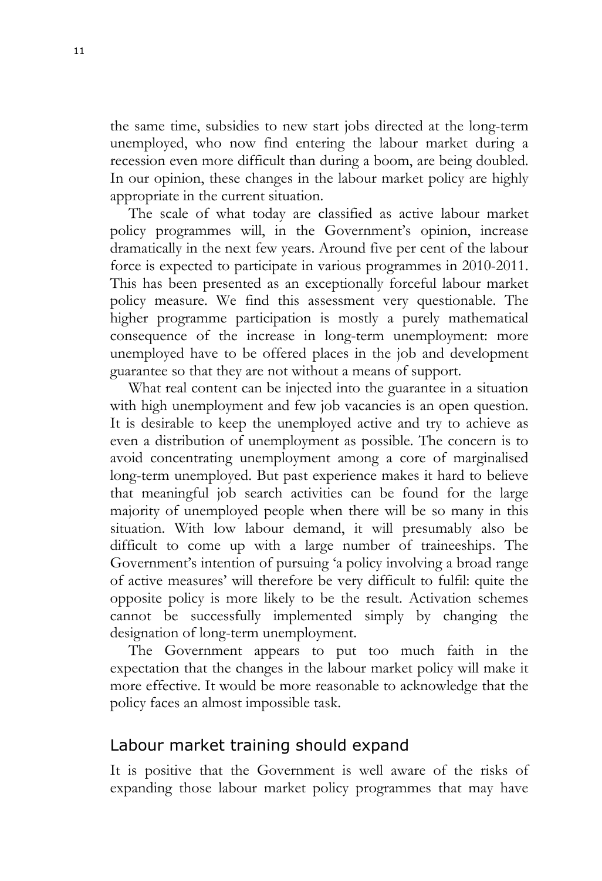the same time, subsidies to new start jobs directed at the long-term unemployed, who now find entering the labour market during a recession even more difficult than during a boom, are being doubled. In our opinion, these changes in the labour market policy are highly appropriate in the current situation.

The scale of what today are classified as active labour market policy programmes will, in the Government's opinion, increase dramatically in the next few years. Around five per cent of the labour force is expected to participate in various programmes in 2010-2011. This has been presented as an exceptionally forceful labour market policy measure. We find this assessment very questionable. The higher programme participation is mostly a purely mathematical consequence of the increase in long-term unemployment: more unemployed have to be offered places in the job and development guarantee so that they are not without a means of support.

What real content can be injected into the guarantee in a situation with high unemployment and few job vacancies is an open question. It is desirable to keep the unemployed active and try to achieve as even a distribution of unemployment as possible. The concern is to avoid concentrating unemployment among a core of marginalised long-term unemployed. But past experience makes it hard to believe that meaningful job search activities can be found for the large majority of unemployed people when there will be so many in this situation. With low labour demand, it will presumably also be difficult to come up with a large number of traineeships. The Government's intention of pursuing 'a policy involving a broad range of active measures' will therefore be very difficult to fulfil: quite the opposite policy is more likely to be the result. Activation schemes cannot be successfully implemented simply by changing the designation of long-term unemployment.

The Government appears to put too much faith in the expectation that the changes in the labour market policy will make it more effective. It would be more reasonable to acknowledge that the policy faces an almost impossible task.

## Labour market training should expand

It is positive that the Government is well aware of the risks of expanding those labour market policy programmes that may have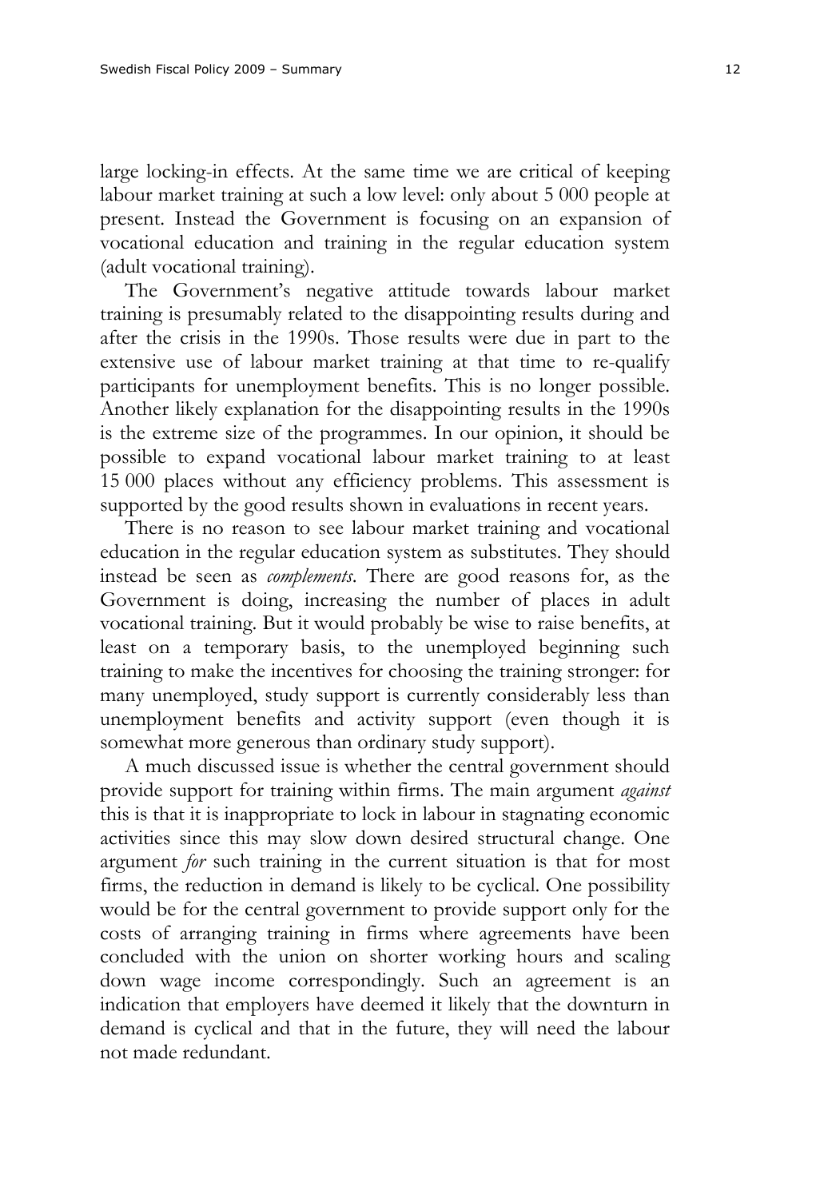large locking-in effects. At the same time we are critical of keeping labour market training at such a low level: only about 5 000 people at present. Instead the Government is focusing on an expansion of vocational education and training in the regular education system (adult vocational training).

The Government's negative attitude towards labour market training is presumably related to the disappointing results during and after the crisis in the 1990s. Those results were due in part to the extensive use of labour market training at that time to re-qualify participants for unemployment benefits. This is no longer possible. Another likely explanation for the disappointing results in the 1990s is the extreme size of the programmes. In our opinion, it should be possible to expand vocational labour market training to at least 15 000 places without any efficiency problems. This assessment is supported by the good results shown in evaluations in recent years.

There is no reason to see labour market training and vocational education in the regular education system as substitutes. They should instead be seen as *complements*. There are good reasons for, as the Government is doing, increasing the number of places in adult vocational training. But it would probably be wise to raise benefits, at least on a temporary basis, to the unemployed beginning such training to make the incentives for choosing the training stronger: for many unemployed, study support is currently considerably less than unemployment benefits and activity support (even though it is somewhat more generous than ordinary study support).

A much discussed issue is whether the central government should provide support for training within firms. The main argument *against* this is that it is inappropriate to lock in labour in stagnating economic activities since this may slow down desired structural change. One argument *for* such training in the current situation is that for most firms, the reduction in demand is likely to be cyclical. One possibility would be for the central government to provide support only for the costs of arranging training in firms where agreements have been concluded with the union on shorter working hours and scaling down wage income correspondingly. Such an agreement is an indication that employers have deemed it likely that the downturn in demand is cyclical and that in the future, they will need the labour not made redundant.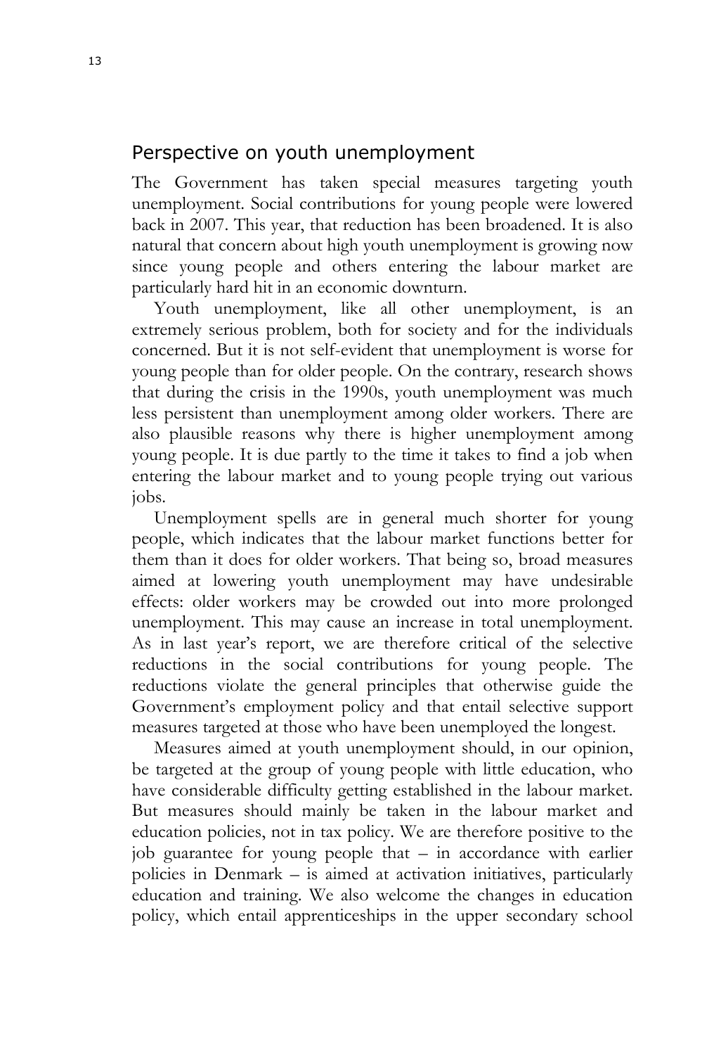## Perspective on youth unemployment

The Government has taken special measures targeting youth unemployment. Social contributions for young people were lowered back in 2007. This year, that reduction has been broadened. It is also natural that concern about high youth unemployment is growing now since young people and others entering the labour market are particularly hard hit in an economic downturn.

Youth unemployment, like all other unemployment, is an extremely serious problem, both for society and for the individuals concerned. But it is not self-evident that unemployment is worse for young people than for older people. On the contrary, research shows that during the crisis in the 1990s, youth unemployment was much less persistent than unemployment among older workers. There are also plausible reasons why there is higher unemployment among young people. It is due partly to the time it takes to find a job when entering the labour market and to young people trying out various jobs.

Unemployment spells are in general much shorter for young people, which indicates that the labour market functions better for them than it does for older workers. That being so, broad measures aimed at lowering youth unemployment may have undesirable effects: older workers may be crowded out into more prolonged unemployment. This may cause an increase in total unemployment. As in last year's report, we are therefore critical of the selective reductions in the social contributions for young people. The reductions violate the general principles that otherwise guide the Government's employment policy and that entail selective support measures targeted at those who have been unemployed the longest.

Measures aimed at youth unemployment should, in our opinion, be targeted at the group of young people with little education, who have considerable difficulty getting established in the labour market. But measures should mainly be taken in the labour market and education policies, not in tax policy. We are therefore positive to the job guarantee for young people that – in accordance with earlier policies in Denmark – is aimed at activation initiatives, particularly education and training. We also welcome the changes in education policy, which entail apprenticeships in the upper secondary school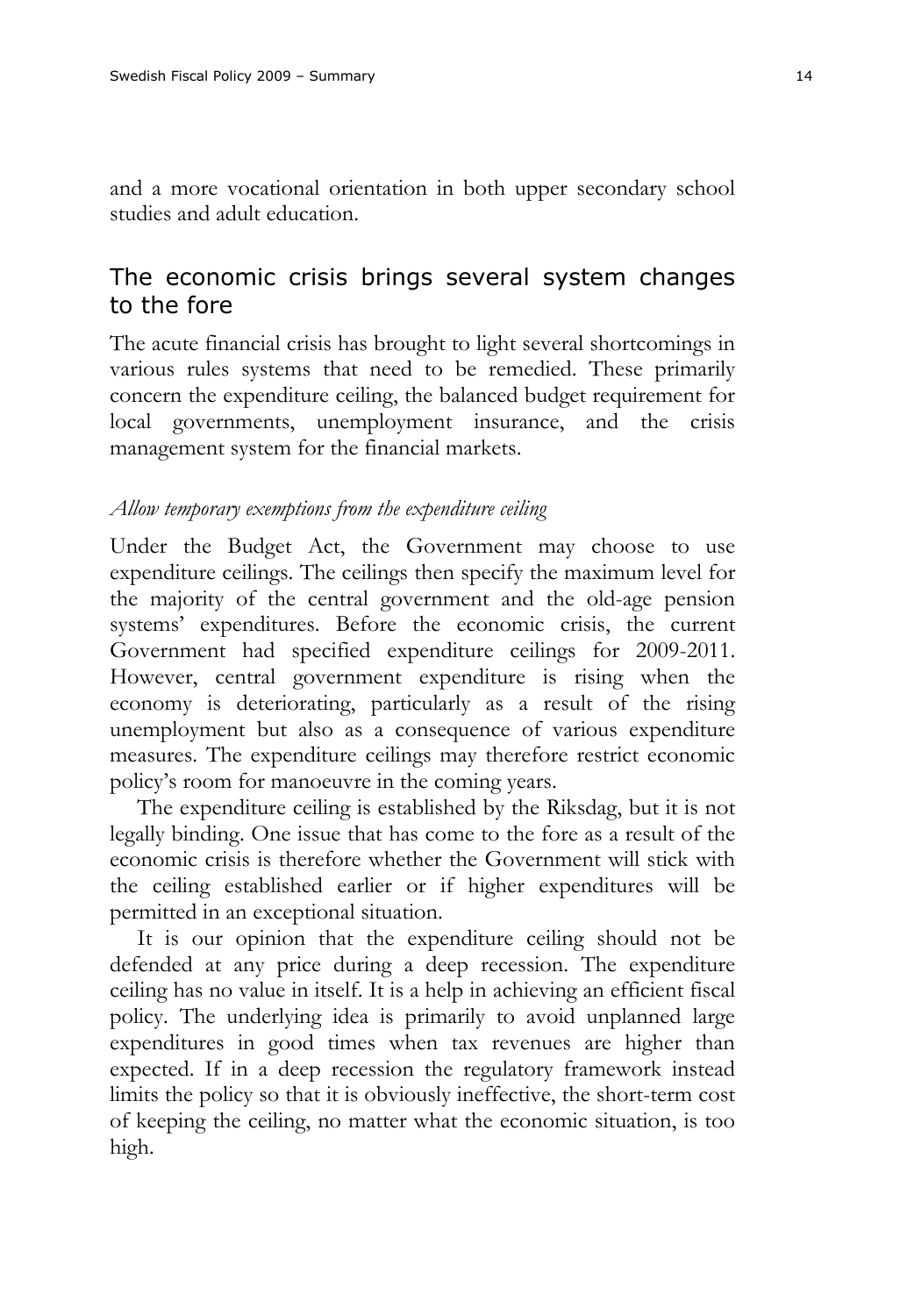and a more vocational orientation in both upper secondary school studies and adult education.

## The economic crisis brings several system changes to the fore

The acute financial crisis has brought to light several shortcomings in various rules systems that need to be remedied. These primarily concern the expenditure ceiling, the balanced budget requirement for local governments, unemployment insurance, and the crisis management system for the financial markets.

### *Allow temporary exemptions from the expenditure ceiling*

Under the Budget Act, the Government may choose to use expenditure ceilings. The ceilings then specify the maximum level for the majority of the central government and the old-age pension systems' expenditures. Before the economic crisis, the current Government had specified expenditure ceilings for 2009-2011. However, central government expenditure is rising when the economy is deteriorating, particularly as a result of the rising unemployment but also as a consequence of various expenditure measures. The expenditure ceilings may therefore restrict economic policy's room for manoeuvre in the coming years.

The expenditure ceiling is established by the Riksdag, but it is not legally binding. One issue that has come to the fore as a result of the economic crisis is therefore whether the Government will stick with the ceiling established earlier or if higher expenditures will be permitted in an exceptional situation.

It is our opinion that the expenditure ceiling should not be defended at any price during a deep recession. The expenditure ceiling has no value in itself. It is a help in achieving an efficient fiscal policy. The underlying idea is primarily to avoid unplanned large expenditures in good times when tax revenues are higher than expected. If in a deep recession the regulatory framework instead limits the policy so that it is obviously ineffective, the short-term cost of keeping the ceiling, no matter what the economic situation, is too high.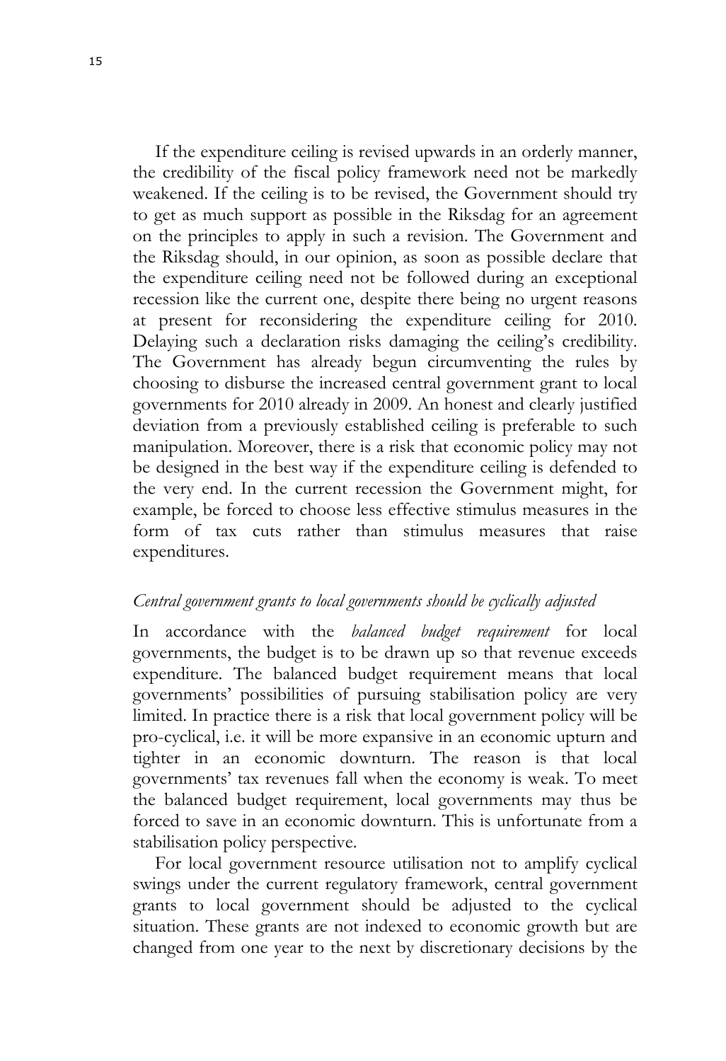If the expenditure ceiling is revised upwards in an orderly manner, the credibility of the fiscal policy framework need not be markedly weakened. If the ceiling is to be revised, the Government should try to get as much support as possible in the Riksdag for an agreement on the principles to apply in such a revision. The Government and the Riksdag should, in our opinion, as soon as possible declare that the expenditure ceiling need not be followed during an exceptional recession like the current one, despite there being no urgent reasons at present for reconsidering the expenditure ceiling for 2010. Delaying such a declaration risks damaging the ceiling's credibility. The Government has already begun circumventing the rules by choosing to disburse the increased central government grant to local governments for 2010 already in 2009. An honest and clearly justified deviation from a previously established ceiling is preferable to such manipulation. Moreover, there is a risk that economic policy may not be designed in the best way if the expenditure ceiling is defended to the very end. In the current recession the Government might, for example, be forced to choose less effective stimulus measures in the form of tax cuts rather than stimulus measures that raise expenditures.

*Central government grants to local governments should be cyclically adjusted*

In accordance with the *balanced budget requirement* for local governments, the budget is to be drawn up so that revenue exceeds expenditure. The balanced budget requirement means that local governments' possibilities of pursuing stabilisation policy are very limited. In practice there is a risk that local government policy will be pro-cyclical, i.e. it will be more expansive in an economic upturn and tighter in an economic downturn. The reason is that local governments' tax revenues fall when the economy is weak. To meet the balanced budget requirement, local governments may thus be forced to save in an economic downturn. This is unfortunate from a stabilisation policy perspective.

For local government resource utilisation not to amplify cyclical swings under the current regulatory framework, central government grants to local government should be adjusted to the cyclical situation. These grants are not indexed to economic growth but are changed from one year to the next by discretionary decisions by the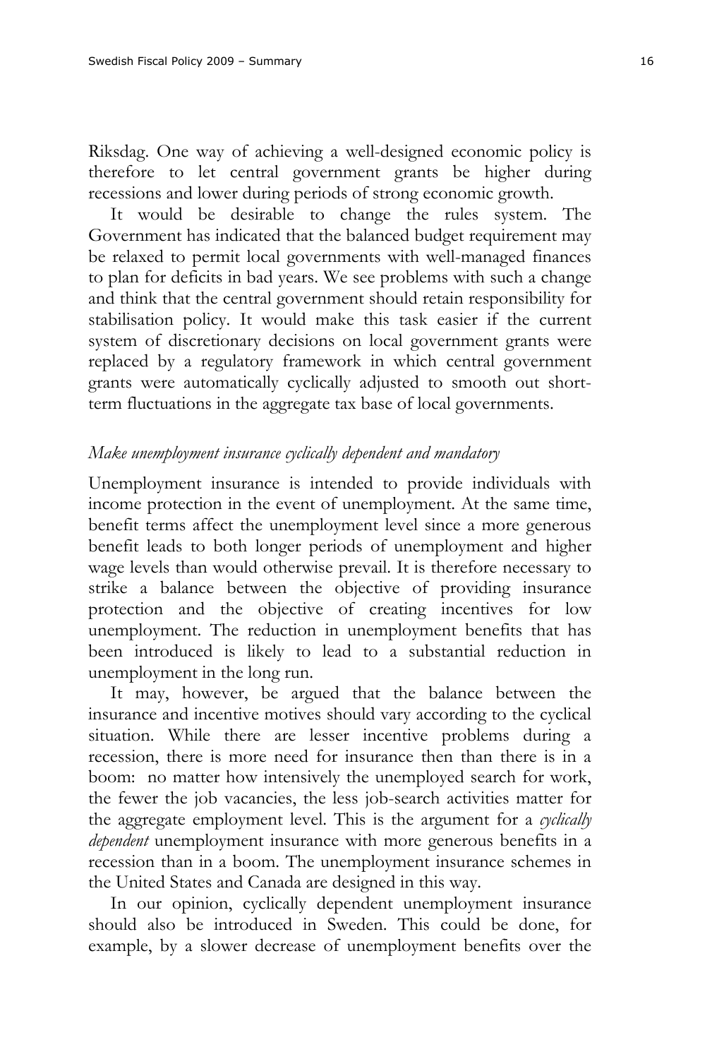Riksdag. One way of achieving a well-designed economic policy is therefore to let central government grants be higher during recessions and lower during periods of strong economic growth.

It would be desirable to change the rules system. The Government has indicated that the balanced budget requirement may be relaxed to permit local governments with well-managed finances to plan for deficits in bad years. We see problems with such a change and think that the central government should retain responsibility for stabilisation policy. It would make this task easier if the current system of discretionary decisions on local government grants were replaced by a regulatory framework in which central government grants were automatically cyclically adjusted to smooth out short-term fluctuations in the aggregate tax base of local governments.

### *Make unemployment insurance cyclically dependent and mandatory*

Unemployment insurance is intended to provide individuals with income protection in the event of unemployment. At the same time, benefit terms affect the unemployment level since a more generous benefit leads to both longer periods of unemployment and higher wage levels than would otherwise prevail. It is therefore necessary to strike a balance between the objective of providing insurance protection and the objective of creating incentives for low unemployment. The reduction in unemployment benefits that has been introduced is likely to lead to a substantial reduction in unemployment in the long run.

It may, however, be argued that the balance between the insurance and incentive motives should vary according to the cyclical situation. While there are lesser incentive problems during a recession, there is more need for insurance then than there is in a boom: no matter how intensively the unemployed search for work, the fewer the job vacancies, the less job-search activities matter for the aggregate employment level. This is the argument for a *cyclically dependent* unemployment insurance with more generous benefits in a recession than in a boom. The unemployment insurance schemes in the United States and Canada are designed in this way.

In our opinion, cyclically dependent unemployment insurance should also be introduced in Sweden. This could be done, for example, by a slower decrease of unemployment benefits over the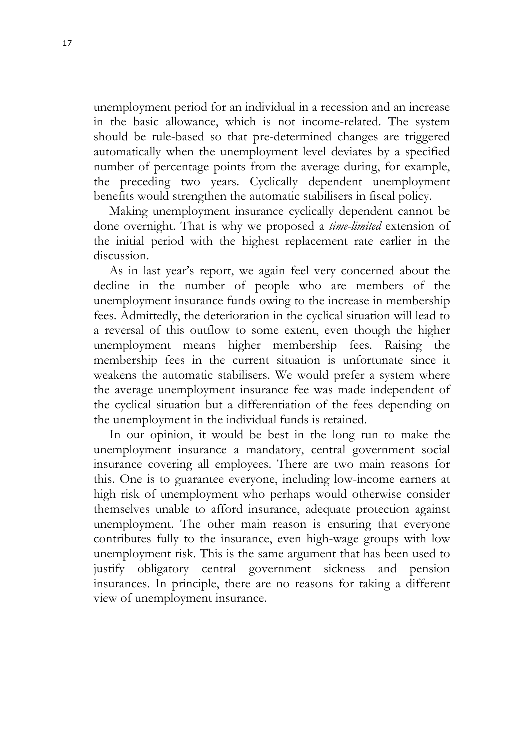unemployment period for an individual in a recession and an increase in the basic allowance, which is not income-related. The system should be rule-based so that pre-determined changes are triggered automatically when the unemployment level deviates by a specified number of percentage points from the average during, for example, the preceding two years. Cyclically dependent unemployment benefits would strengthen the automatic stabilisers in fiscal policy.

Making unemployment insurance cyclically dependent cannot be done overnight. That is why we proposed a *time-limited* extension of the initial period with the highest replacement rate earlier in the discussion.

As in last year's report, we again feel very concerned about the decline in the number of people who are members of the unemployment insurance funds owing to the increase in membership fees. Admittedly, the deterioration in the cyclical situation will lead to a reversal of this outflow to some extent, even though the higher unemployment means higher membership fees. Raising the membership fees in the current situation is unfortunate since it weakens the automatic stabilisers. We would prefer a system where the average unemployment insurance fee was made independent of the cyclical situation but a differentiation of the fees depending on the unemployment in the individual funds is retained.

In our opinion, it would be best in the long run to make the unemployment insurance a mandatory, central government social insurance covering all employees. There are two main reasons for this. One is to guarantee everyone, including low-income earners at high risk of unemployment who perhaps would otherwise consider themselves unable to afford insurance, adequate protection against unemployment. The other main reason is ensuring that everyone contributes fully to the insurance, even high-wage groups with low unemployment risk. This is the same argument that has been used to justify obligatory central government sickness and pension insurances. In principle, there are no reasons for taking a different view of unemployment insurance.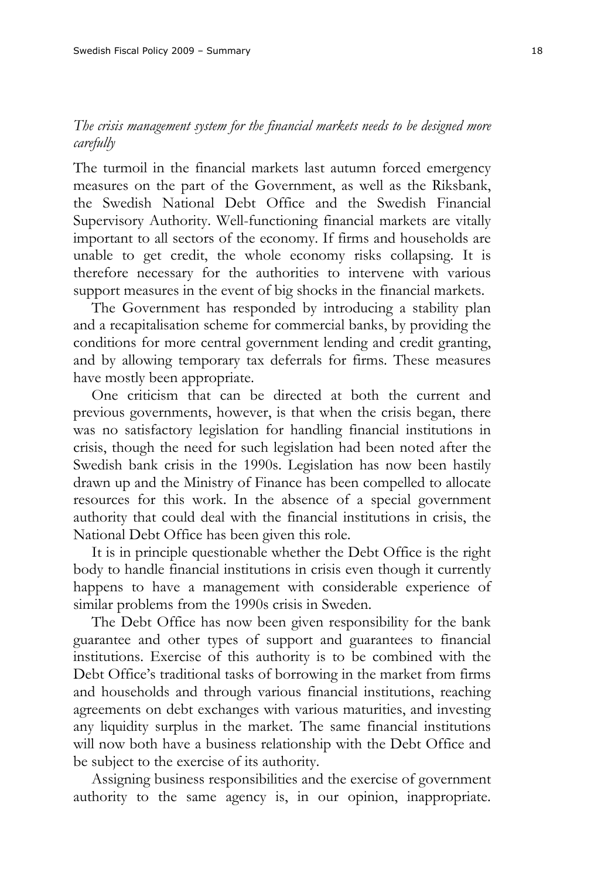*The crisis management system for the financial markets needs to be designed more carefully*

The turmoil in the financial markets last autumn forced emergency measures on the part of the Government, as well as the Riksbank, the Swedish National Debt Office and the Swedish Financial Supervisory Authority. Well-functioning financial markets are vitally important to all sectors of the economy. If firms and households are unable to get credit, the whole economy risks collapsing. It is therefore necessary for the authorities to intervene with various support measures in the event of big shocks in the financial markets.

The Government has responded by introducing a stability plan and a recapitalisation scheme for commercial banks, by providing the conditions for more central government lending and credit granting, and by allowing temporary tax deferrals for firms. These measures have mostly been appropriate.

One criticism that can be directed at both the current and previous governments, however, is that when the crisis began, there was no satisfactory legislation for handling financial institutions in crisis, though the need for such legislation had been noted after the Swedish bank crisis in the 1990s. Legislation has now been hastily drawn up and the Ministry of Finance has been compelled to allocate resources for this work. In the absence of a special government authority that could deal with the financial institutions in crisis, the National Debt Office has been given this role.

It is in principle questionable whether the Debt Office is the right body to handle financial institutions in crisis even though it currently happens to have a management with considerable experience of similar problems from the 1990s crisis in Sweden.

The Debt Office has now been given responsibility for the bank guarantee and other types of support and guarantees to financial institutions. Exercise of this authority is to be combined with the Debt Office's traditional tasks of borrowing in the market from firms and households and through various financial institutions, reaching agreements on debt exchanges with various maturities, and investing any liquidity surplus in the market. The same financial institutions will now both have a business relationship with the Debt Office and be subject to the exercise of its authority.

Assigning business responsibilities and the exercise of government authority to the same agency is, in our opinion, inappropriate.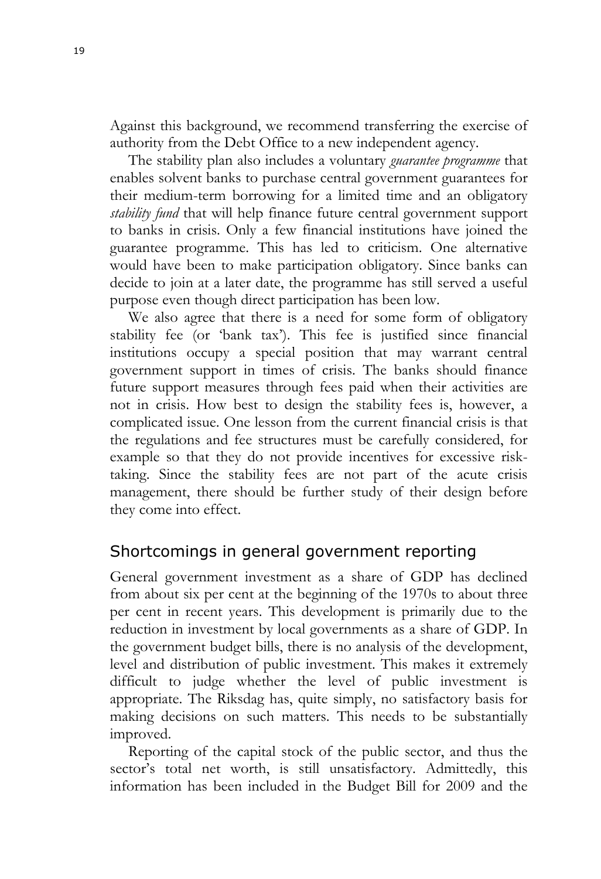Against this background, we recommend transferring the exercise of authority from the Debt Office to a new independent agency.

The stability plan also includes a voluntary *guarantee programme* that enables solvent banks to purchase central government guarantees for their medium-term borrowing for a limited time and an obligatory *stability fund* that will help finance future central government support to banks in crisis. Only a few financial institutions have joined the guarantee programme. This has led to criticism. One alternative would have been to make participation obligatory. Since banks can decide to join at a later date, the programme has still served a useful purpose even though direct participation has been low.

We also agree that there is a need for some form of obligatory stability fee (or 'bank tax'). This fee is justified since financial institutions occupy a special position that may warrant central government support in times of crisis. The banks should finance future support measures through fees paid when their activities are not in crisis. How best to design the stability fees is, however, a complicated issue. One lesson from the current financial crisis is that the regulations and fee structures must be carefully considered, for example so that they do not provide incentives for excessive risk-taking. Since the stability fees are not part of the acute crisis management, there should be further study of their design before they come into effect.

## Shortcomings in general government reporting

General government investment as a share of GDP has declined from about six per cent at the beginning of the 1970s to about three per cent in recent years. This development is primarily due to the reduction in investment by local governments as a share of GDP. In the government budget bills, there is no analysis of the development, level and distribution of public investment. This makes it extremely difficult to judge whether the level of public investment is appropriate. The Riksdag has, quite simply, no satisfactory basis for making decisions on such matters. This needs to be substantially improved.

Reporting of the capital stock of the public sector, and thus the sector's total net worth, is still unsatisfactory. Admittedly, this information has been included in the Budget Bill for 2009 and the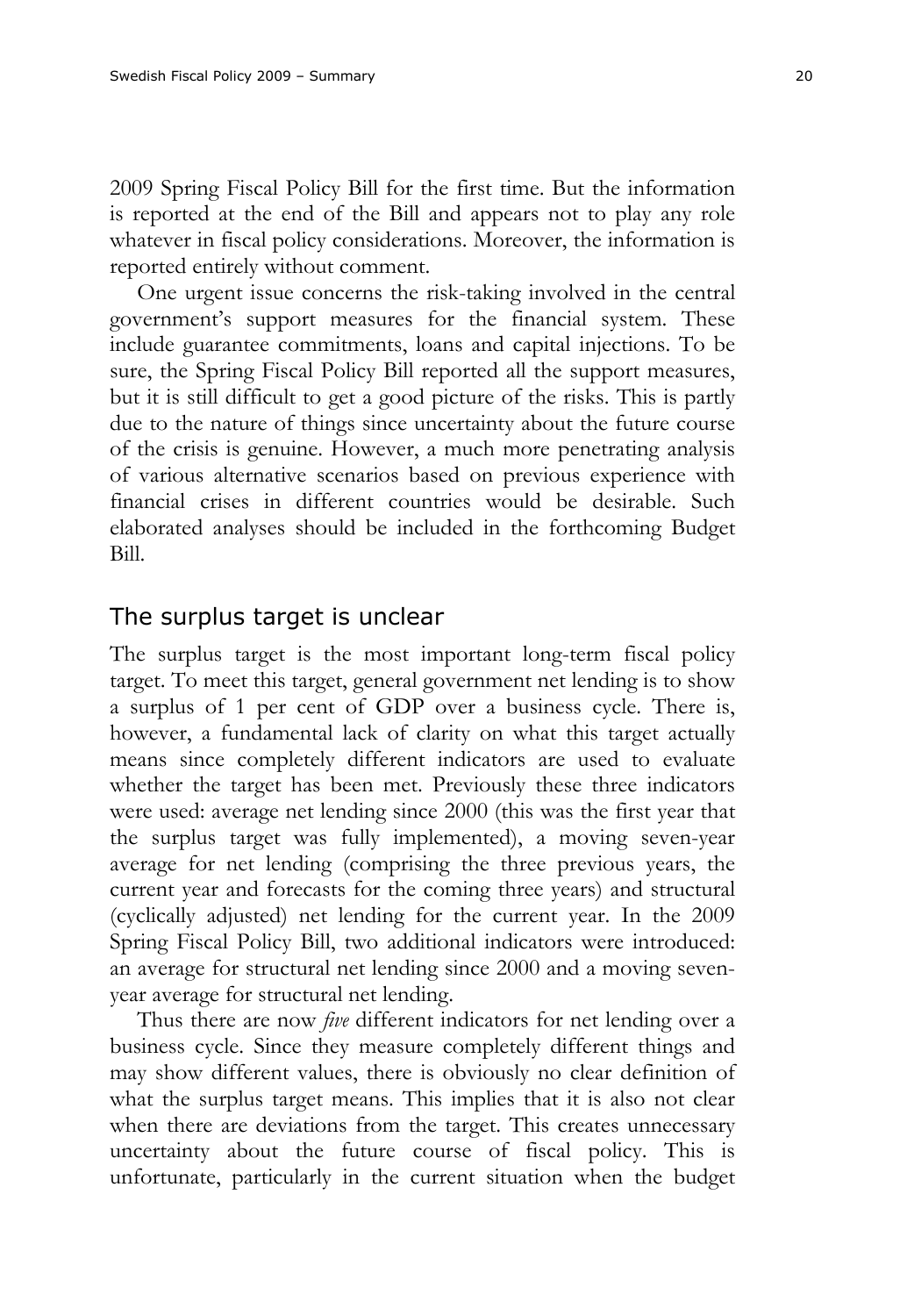2009 Spring Fiscal Policy Bill for the first time. But the information is reported at the end of the Bill and appears not to play any role whatever in fiscal policy considerations. Moreover, the information is reported entirely without comment.

One urgent issue concerns the risk-taking involved in the central government's support measures for the financial system. These include guarantee commitments, loans and capital injections. To be sure, the Spring Fiscal Policy Bill reported all the support measures, but it is still difficult to get a good picture of the risks. This is partly due to the nature of things since uncertainty about the future course of the crisis is genuine. However, a much more penetrating analysis of various alternative scenarios based on previous experience with financial crises in different countries would be desirable. Such elaborated analyses should be included in the forthcoming Budget Bill.

## The surplus target is unclear

The surplus target is the most important long-term fiscal policy target. To meet this target, general government net lending is to show a surplus of 1 per cent of GDP over a business cycle. There is, however, a fundamental lack of clarity on what this target actually means since completely different indicators are used to evaluate whether the target has been met. Previously these three indicators were used: average net lending since 2000 (this was the first year that the surplus target was fully implemented), a moving seven-year average for net lending (comprising the three previous years, the current year and forecasts for the coming three years) and structural (cyclically adjusted) net lending for the current year. In the 2009 Spring Fiscal Policy Bill, two additional indicators were introduced: an average for structural net lending since 2000 and a moving seven-year average for structural net lending.

Thus there are now *five* different indicators for net lending over a business cycle. Since they measure completely different things and may show different values, there is obviously no clear definition of what the surplus target means. This implies that it is also not clear when there are deviations from the target. This creates unnecessary uncertainty about the future course of fiscal policy. This is unfortunate, particularly in the current situation when the budget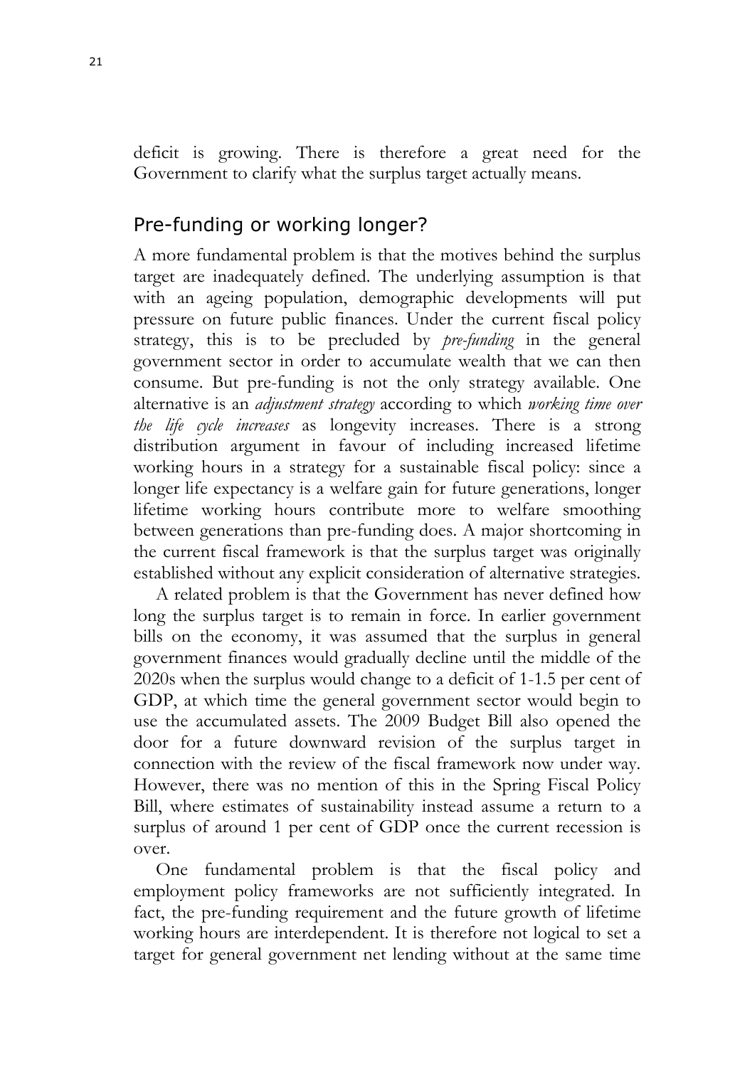deficit is growing. There is therefore a great need for the Government to clarify what the surplus target actually means.

## Pre-funding or working longer?

A more fundamental problem is that the motives behind the surplus target are inadequately defined. The underlying assumption is that with an ageing population, demographic developments will put pressure on future public finances. Under the current fiscal policy strategy, this is to be precluded by *pre-funding* in the general government sector in order to accumulate wealth that we can then consume. But pre-funding is not the only strategy available. One alternative is an *adjustment strategy* according to which *working time over the life cycle increases* as longevity increases. There is a strong distribution argument in favour of including increased lifetime working hours in a strategy for a sustainable fiscal policy: since a longer life expectancy is a welfare gain for future generations, longer lifetime working hours contribute more to welfare smoothing between generations than pre-funding does. A major shortcoming in the current fiscal framework is that the surplus target was originally established without any explicit consideration of alternative strategies.

A related problem is that the Government has never defined how long the surplus target is to remain in force. In earlier government bills on the economy, it was assumed that the surplus in general government finances would gradually decline until the middle of the 2020s when the surplus would change to a deficit of 1-1.5 per cent of GDP, at which time the general government sector would begin to use the accumulated assets. The 2009 Budget Bill also opened the door for a future downward revision of the surplus target in connection with the review of the fiscal framework now under way. However, there was no mention of this in the Spring Fiscal Policy Bill, where estimates of sustainability instead assume a return to a surplus of around 1 per cent of GDP once the current recession is over.

One fundamental problem is that the fiscal policy and employment policy frameworks are not sufficiently integrated. In fact, the pre-funding requirement and the future growth of lifetime working hours are interdependent. It is therefore not logical to set a target for general government net lending without at the same time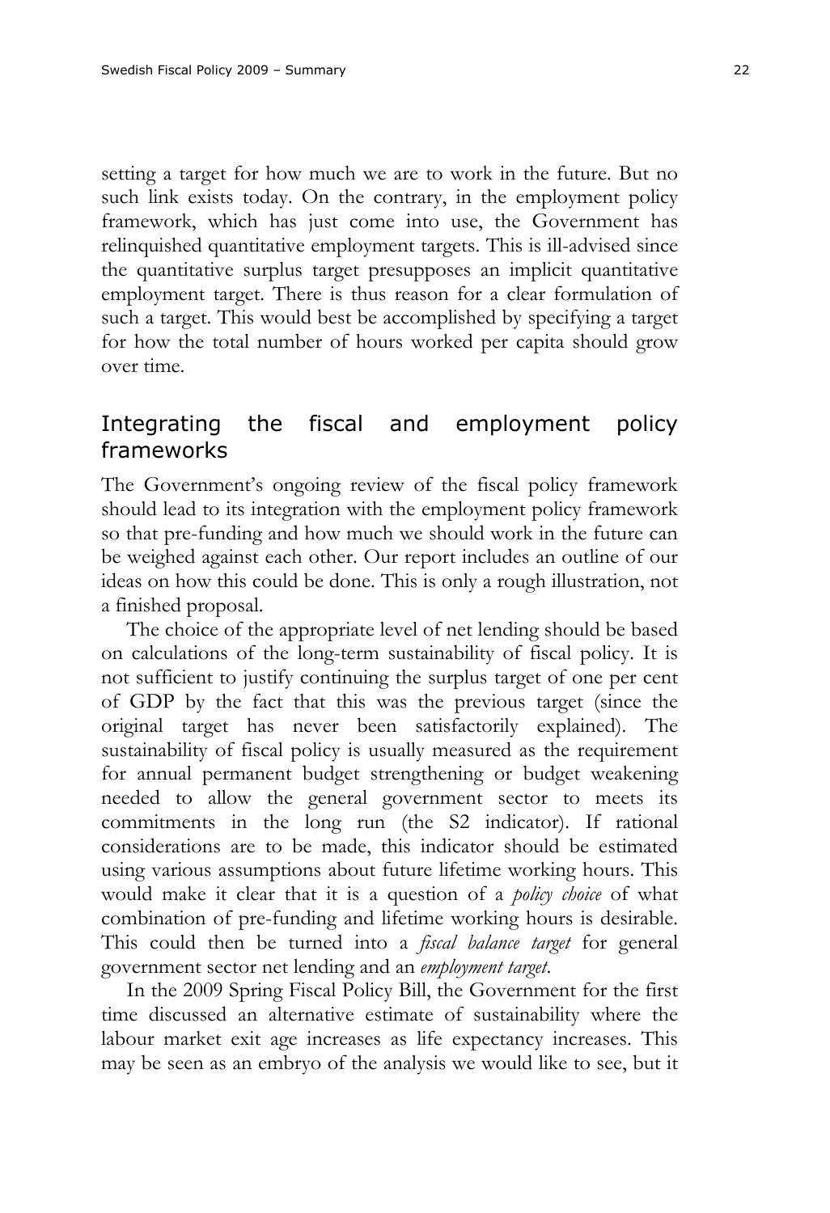setting a target for how much we are to work in the future. But no such link exists today. On the contrary, in the employment policy framework, which has just come into use, the Government has relinquished quantitative employment targets. This is ill-advised since the quantitative surplus target presupposes an implicit quantitative employment target. There is thus reason for a clear formulation of such a target. This would best be accomplished by specifying a target for how the total number of hours worked per capita should grow over time.

## Integrating the fiscal and employment policy frameworks

The Government's ongoing review of the fiscal policy framework should lead to its integration with the employment policy framework so that pre-funding and how much we should work in the future can be weighed against each other. Our report includes an outline of our ideas on how this could be done. This is only a rough illustration, not a finished proposal.

The choice of the appropriate level of net lending should be based on calculations of the long-term sustainability of fiscal policy. It is not sufficient to justify continuing the surplus target of one per cent of GDP by the fact that this was the previous target (since the original target has never been satisfactorily explained). The sustainability of fiscal policy is usually measured as the requirement for annual permanent budget strengthening or budget weakening needed to allow the general government sector to meets its commitments in the long run (the S2 indicator). If rational considerations are to be made, this indicator should be estimated using various assumptions about future lifetime working hours. This would make it clear that it is a question of a *policy choice* of what combination of pre-funding and lifetime working hours is desirable. This could then be turned into a *fiscal balance target* for general government sector net lending and an *employment target*.

In the 2009 Spring Fiscal Policy Bill, the Government for the first time discussed an alternative estimate of sustainability where the labour market exit age increases as life expectancy increases. This may be seen as an embryo of the analysis we would like to see, but it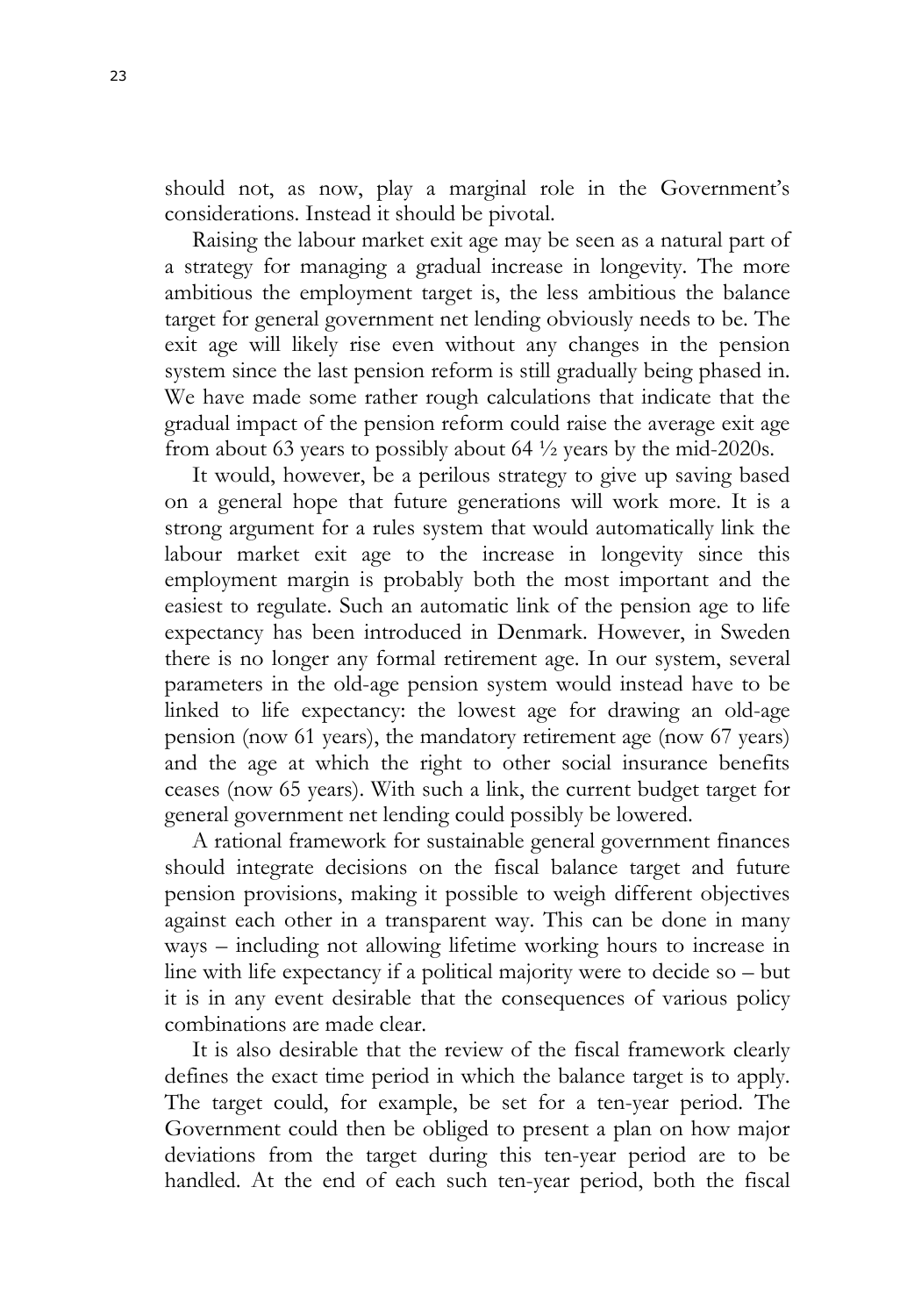should not, as now, play a marginal role in the Government's considerations. Instead it should be pivotal.

Raising the labour market exit age may be seen as a natural part of a strategy for managing a gradual increase in longevity. The more ambitious the employment target is, the less ambitious the balance target for general government net lending obviously needs to be. The exit age will likely rise even without any changes in the pension system since the last pension reform is still gradually being phased in. We have made some rather rough calculations that indicate that the gradual impact of the pension reform could raise the average exit age from about 63 years to possibly about 64 ½ years by the mid-2020s.

It would, however, be a perilous strategy to give up saving based on a general hope that future generations will work more. It is a strong argument for a rules system that would automatically link the labour market exit age to the increase in longevity since this employment margin is probably both the most important and the easiest to regulate. Such an automatic link of the pension age to life expectancy has been introduced in Denmark. However, in Sweden there is no longer any formal retirement age. In our system, several parameters in the old-age pension system would instead have to be linked to life expectancy: the lowest age for drawing an old-age pension (now 61 years), the mandatory retirement age (now 67 years) and the age at which the right to other social insurance benefits ceases (now 65 years). With such a link, the current budget target for general government net lending could possibly be lowered.

A rational framework for sustainable general government finances should integrate decisions on the fiscal balance target and future pension provisions, making it possible to weigh different objectives against each other in a transparent way. This can be done in many ways – including not allowing lifetime working hours to increase in line with life expectancy if a political majority were to decide so – but it is in any event desirable that the consequences of various policy combinations are made clear.

It is also desirable that the review of the fiscal framework clearly defines the exact time period in which the balance target is to apply. The target could, for example, be set for a ten-year period. The Government could then be obliged to present a plan on how major deviations from the target during this ten-year period are to be handled. At the end of each such ten-year period, both the fiscal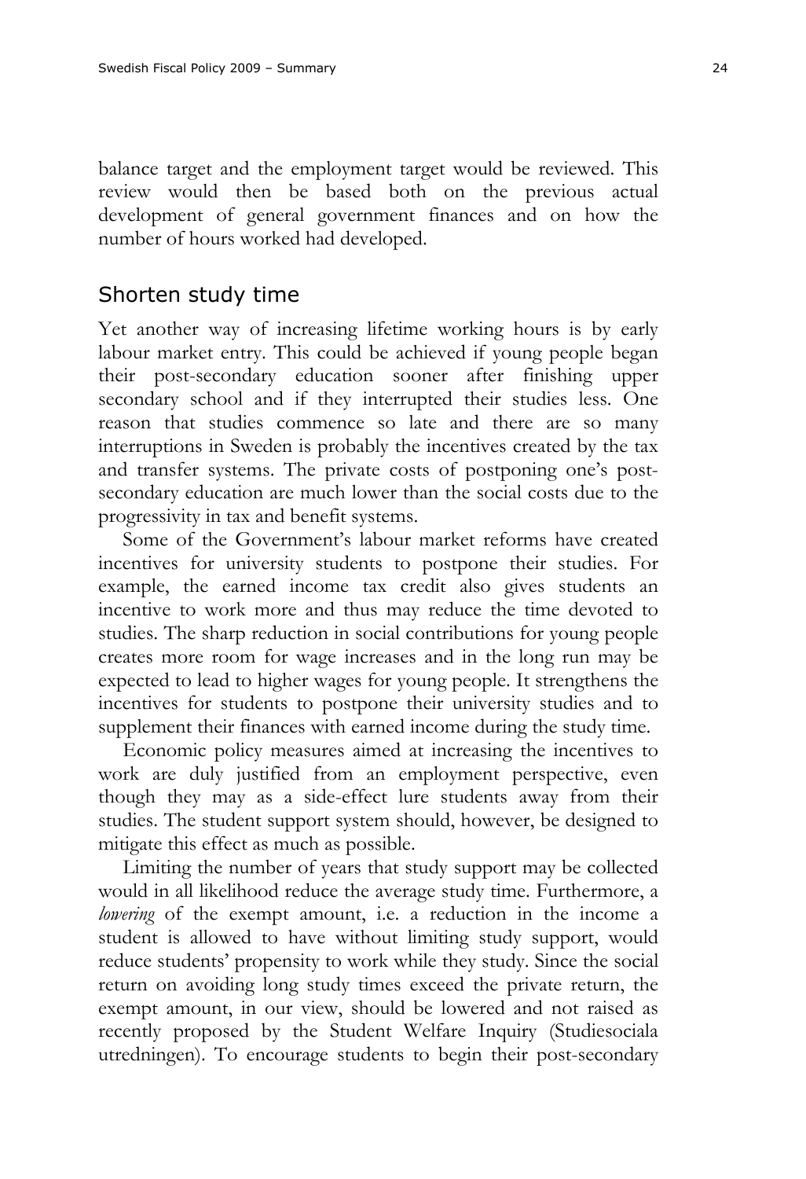balance target and the employment target would be reviewed. This review would then be based both on the previous actual development of general government finances and on how the number of hours worked had developed.

## Shorten study time

Yet another way of increasing lifetime working hours is by early labour market entry. This could be achieved if young people began their post-secondary education sooner after finishing upper secondary school and if they interrupted their studies less. One reason that studies commence so late and there are so many interruptions in Sweden is probably the incentives created by the tax and transfer systems. The private costs of postponing one's post-secondary education are much lower than the social costs due to the progressivity in tax and benefit systems.

Some of the Government's labour market reforms have created incentives for university students to postpone their studies. For example, the earned income tax credit also gives students an incentive to work more and thus may reduce the time devoted to studies. The sharp reduction in social contributions for young people creates more room for wage increases and in the long run may be expected to lead to higher wages for young people. It strengthens the incentives for students to postpone their university studies and to supplement their finances with earned income during the study time.

Economic policy measures aimed at increasing the incentives to work are duly justified from an employment perspective, even though they may as a side-effect lure students away from their studies. The student support system should, however, be designed to mitigate this effect as much as possible.

Limiting the number of years that study support may be collected would in all likelihood reduce the average study time. Furthermore, a *lowering* of the exempt amount, i.e. a reduction in the income a student is allowed to have without limiting study support, would reduce students' propensity to work while they study. Since the social return on avoiding long study times exceed the private return, the exempt amount, in our view, should be lowered and not raised as recently proposed by the Student Welfare Inquiry (Studiesociala utredningen). To encourage students to begin their post-secondary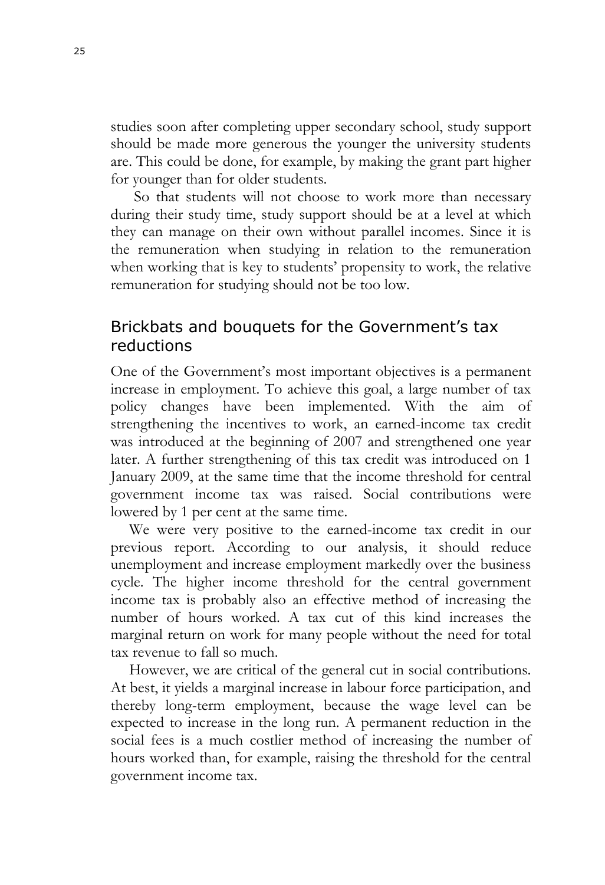studies soon after completing upper secondary school, study support should be made more generous the younger the university students are. This could be done, for example, by making the grant part higher for younger than for older students.

So that students will not choose to work more than necessary during their study time, study support should be at a level at which they can manage on their own without parallel incomes. Since it is the remuneration when studying in relation to the remuneration when working that is key to students' propensity to work, the relative remuneration for studying should not be too low.

## Brickbats and bouquets for the Government's tax reductions

One of the Government's most important objectives is a permanent increase in employment. To achieve this goal, a large number of tax policy changes have been implemented. With the aim of strengthening the incentives to work, an earned-income tax credit was introduced at the beginning of 2007 and strengthened one year later. A further strengthening of this tax credit was introduced on 1 January 2009, at the same time that the income threshold for central government income tax was raised. Social contributions were lowered by 1 per cent at the same time.

We were very positive to the earned-income tax credit in our previous report. According to our analysis, it should reduce unemployment and increase employment markedly over the business cycle. The higher income threshold for the central government income tax is probably also an effective method of increasing the number of hours worked. A tax cut of this kind increases the marginal return on work for many people without the need for total tax revenue to fall so much.

However, we are critical of the general cut in social contributions. At best, it yields a marginal increase in labour force participation, and thereby long-term employment, because the wage level can be expected to increase in the long run. A permanent reduction in the social fees is a much costlier method of increasing the number of hours worked than, for example, raising the threshold for the central government income tax.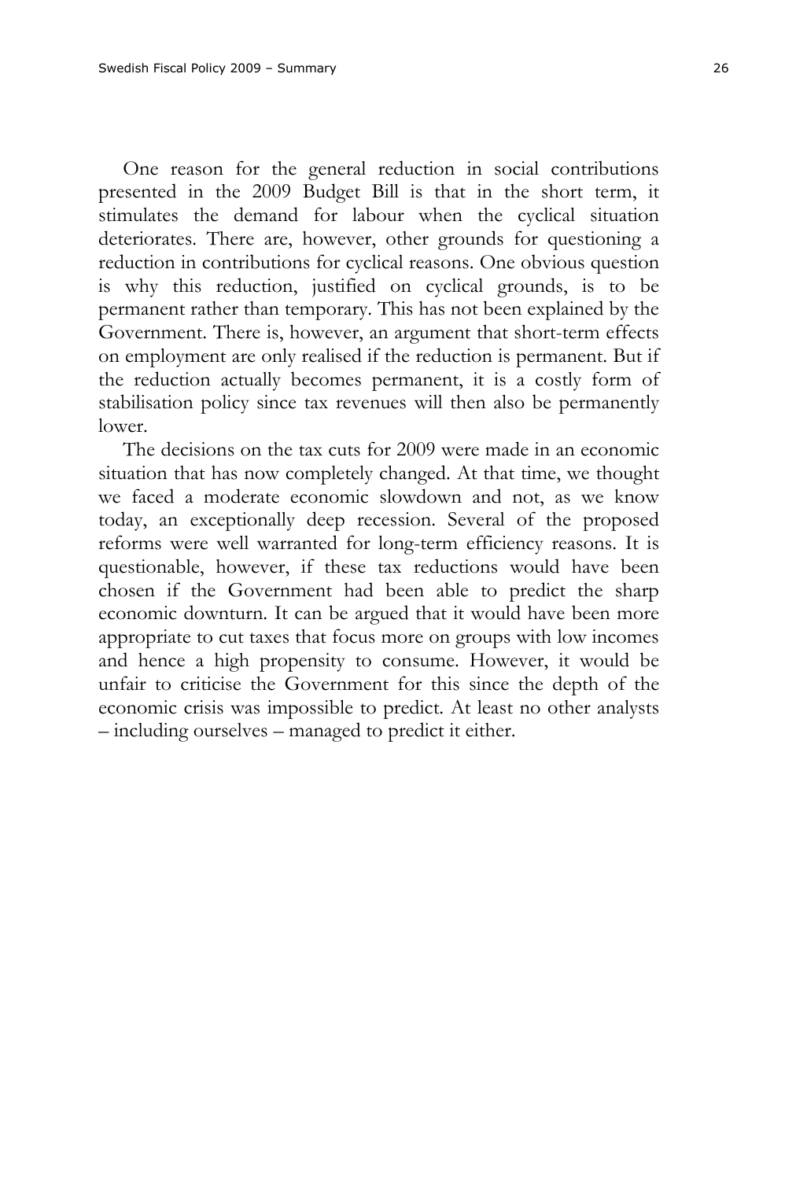One reason for the general reduction in social contributions presented in the 2009 Budget Bill is that in the short term, it stimulates the demand for labour when the cyclical situation deteriorates. There are, however, other grounds for questioning a reduction in contributions for cyclical reasons. One obvious question is why this reduction, justified on cyclical grounds, is to be permanent rather than temporary. This has not been explained by the Government. There is, however, an argument that short-term effects on employment are only realised if the reduction is permanent. But if the reduction actually becomes permanent, it is a costly form of stabilisation policy since tax revenues will then also be permanently lower.

The decisions on the tax cuts for 2009 were made in an economic situation that has now completely changed. At that time, we thought we faced a moderate economic slowdown and not, as we know today, an exceptionally deep recession. Several of the proposed reforms were well warranted for long-term efficiency reasons. It is questionable, however, if these tax reductions would have been chosen if the Government had been able to predict the sharp economic downturn. It can be argued that it would have been more appropriate to cut taxes that focus more on groups with low incomes and hence a high propensity to consume. However, it would be unfair to criticise the Government for this since the depth of the economic crisis was impossible to predict. At least no other analysts – including ourselves – managed to predict it either.